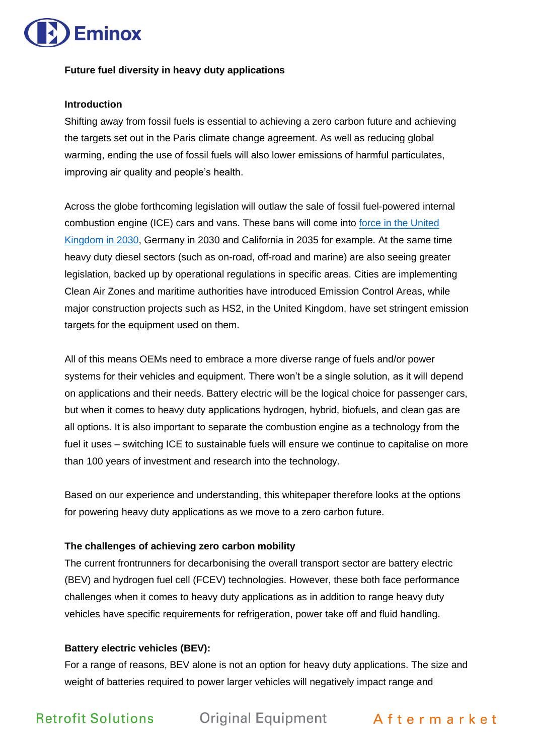# Future fuel diversity in heavy duty applications

## Introduction

Shifting away from fossil fuels is essential to achieving a zero carbon future and achieving the targets set out in the Paris climate change agreement. As well as reducing global warming, ending the use of fossil fuels will also lower emissions of harmful particulates, improving air quality and people's health.

Across the globe forthcoming legislation will outlaw the sale of fossil fuel-powered internal combustion engine (ICE) cars and vans. These bans will come into force in the United Kingdom in 2030, Germany in 2030 and California in 2035 for example. At the same time heavy duty diesel sectors (such as on-road, off-road and marine) are also seeing greater legislation, backed up by operational regulations in specific areas. Cities are implementing Clean Air Zones and maritime authorities have introduced Emission Control Areas, while major construction projects such as HS2, in the United Kingdom, have set stringent emission targets for the equipment used on them.

All of this means OEMs need to embrace a more diverse range of fuels and/or power systems for their vehicles and equipment. There won't be a single solution, as it will depend on applications and their needs. Battery electric will be the logical choice for passenger cars, but when it comes to heavy duty applications hydrogen, hybrid, biofuels, and clean gas are all options. It is also important to separate the combustion engine as a technology from the fuel it uses – switching ICE to sustainable fuels will ensure we continue to capitalise on more than 100 years of investment and research into the technology.

Based on our experience and understanding, this whitepaper therefore looks at the options for powering heavy duty applications as we move to a zero carbon future.

## The challenges of achieving zero carbon mobility

The current frontrunners for decarbonising the overall transport sector are battery electric (BEV) and hydrogen fuel cell (FCEV) technologies. However, these both face performance challenges when it comes to heavy duty applications as in addition to range heavy duty vehicles have specific requirements for refrigeration, power take off and fluid handling.

### Battery electric vehicles (BEV):

For a range of reasons, BEV alone is not an option for heavy duty applications. The size and weight of batteries required to power larger vehicles will negatively impact range and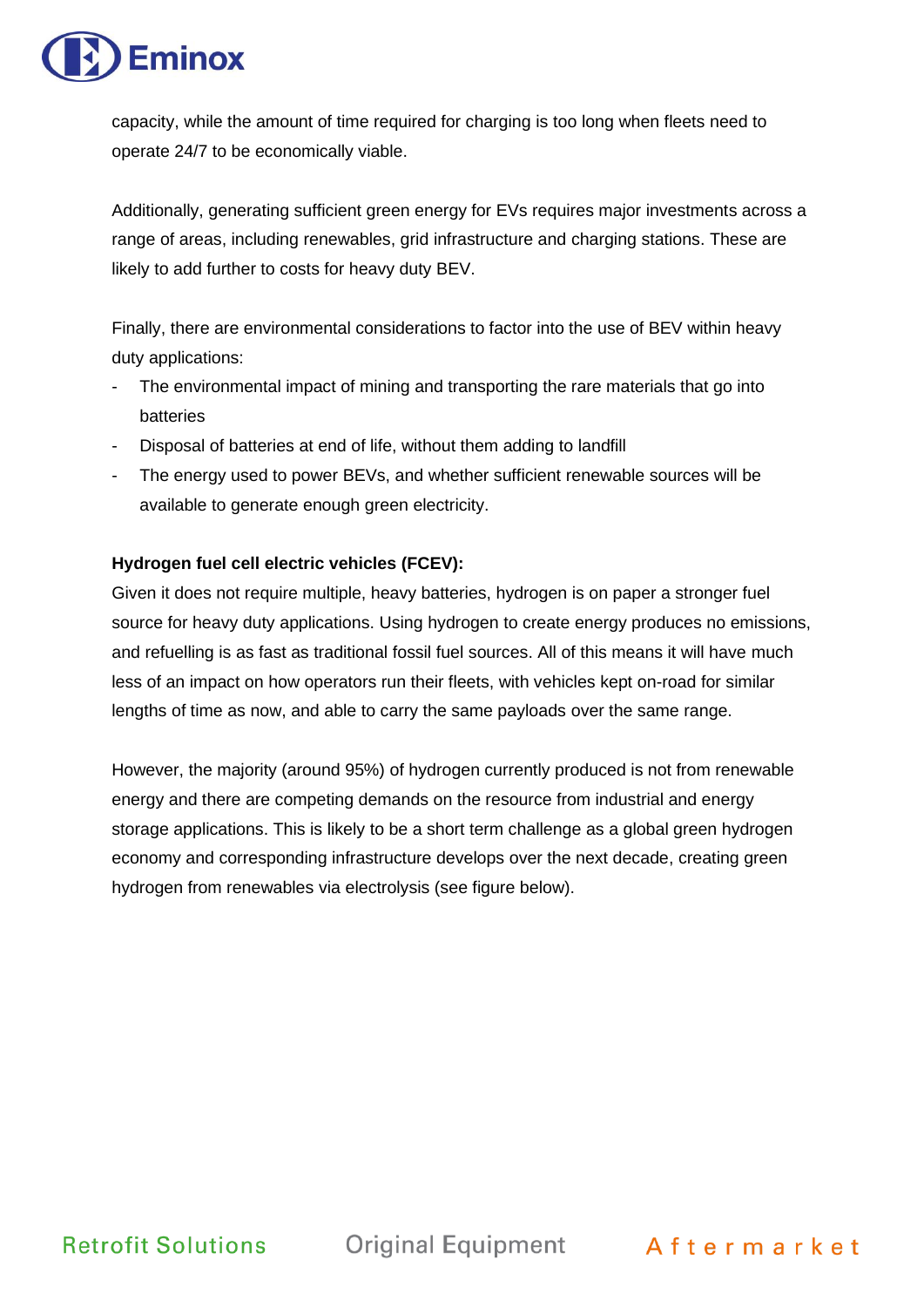capacity, while the amount of time required for charging is too long when fleets need to operate 24/7 to be economically viable.

Additionally, generating sufficient green energy for EVs requires major investments across a range of areas, including renewables, grid infrastructure and charging stations. These are likely to add further to costs for heavy duty BEV.

Finally, there are environmental considerations to factor into the use of BEV within heavy duty applications:

- The environmental impact of mining and transporting the rare materials that go into batteries
- Disposal of batteries at end of life, without them adding to landfill
- The energy used to power BEVs, and whether sufficient renewable sources will be available to generate enough green electricity.

**Hydrogen fuel cell electric vehicles (FCEV):**

Given it does not require multiple, heavy batteries, hydrogen is on paper a stronger fuel source for heavy duty applications. Using hydrogen to create energy produces no emissions, and refuelling is as fast as traditional fossil fuel sources. All of this means it will have much less of an impact on how operators run their fleets, with vehicles kept on-road for similar lengths of time as now, and able to carry the same payloads over the same range.

However, the majority (around 95%) of hydrogen currently produced is not from renewable energy and there are competing demands on the resource from industrial and energy storage applications. This is likely to be a short term challenge as a global green hydrogen economy and corresponding infrastructure develops over the next decade, creating green hydrogen from renewables via electrolysis (see figure below).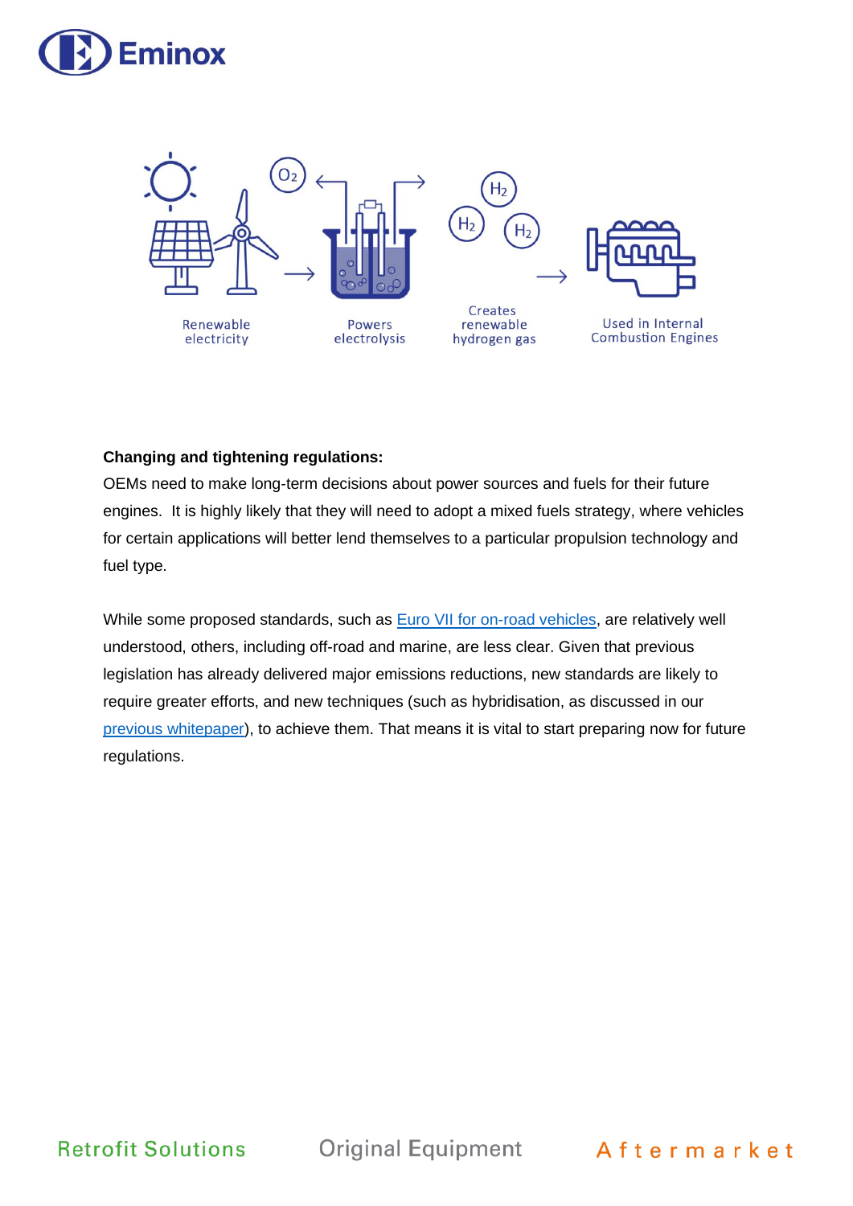Renewable electricity

Powers electrolysis

Creates renewable hydrogen gas

Used in Internal Combustion Engines

**Changing and tightening regulations:**

OEMs need to make long-term decisions about power sources and fuels for their future engines. It is highly likely that they will need to adopt a mixed fuels strategy, where vehicles for certain applications will better lend themselves to a particular propulsion technology and fuel type.

While some proposed standards, such as Euro VII for on-road vehicles, are relatively well understood, others, including off-road and marine, are less clear. Given that previous legislation has already delivered major emissions reductions, new standards are likely to require greater efforts, and new techniques (such as hybridisation, as discussed in our previous whitepaper), to achieve them. That means it is vital to start preparing now for future regulations.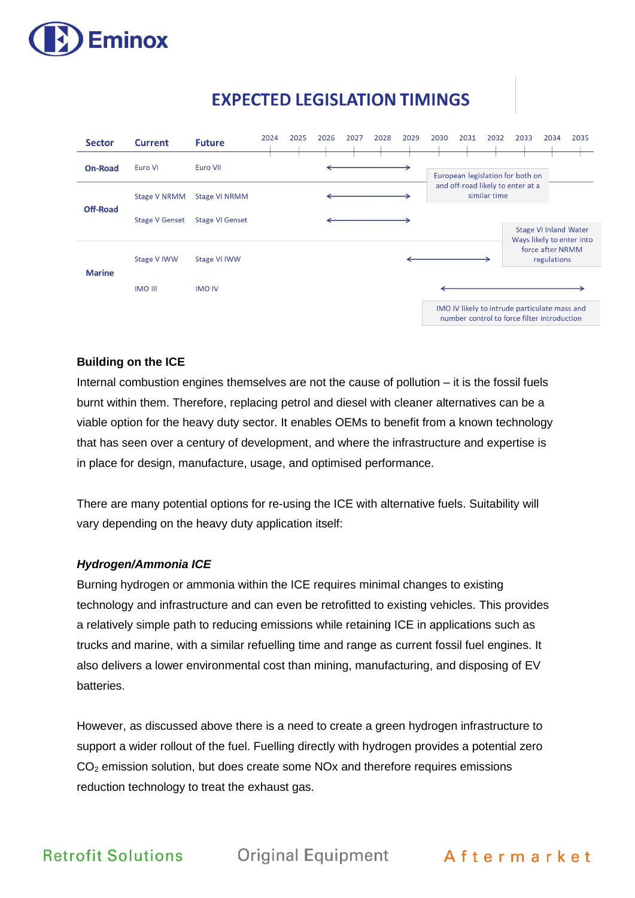## EXPECTED LEGISLATION TIMINGS

| Sector | Current | Future | Timing |
|---|---|---|---|
| On-Road | Euro VI | Euro VII | 2026 – 2029 |
| Off-Road | Stage V NRMM | Stage VI NRMM | 2026 – 2029 |
| | Stage V Genset | Stage VI Genset | 2026 – 2029 |
| Marine | Stage V IWW | Stage VI IWW | 2029 – 2032 |
| | IMO III | IMO IV | 2030 – 2035 |

European legislation for both on and off-road likely to enter at a similar time

Stage VI Inland Water Ways likely to enter into force after NRMM regulations

IMO IV likely to intrude particulate mass and number control to force filter introduction

### Building on the ICE

Internal combustion engines themselves are not the cause of pollution – it is the fossil fuels burnt within them. Therefore, replacing petrol and diesel with cleaner alternatives can be a viable option for the heavy duty sector. It enables OEMs to benefit from a known technology that has seen over a century of development, and where the infrastructure and expertise is in place for design, manufacture, usage, and optimised performance.

There are many potential options for re-using the ICE with alternative fuels. Suitability will vary depending on the heavy duty application itself:

#### *Hydrogen/Ammonia ICE*

Burning hydrogen or ammonia within the ICE requires minimal changes to existing technology and infrastructure and can even be retrofitted to existing vehicles. This provides a relatively simple path to reducing emissions while retaining ICE in applications such as trucks and marine, with a similar refuelling time and range as current fossil fuel engines. It also delivers a lower environmental cost than mining, manufacturing, and disposing of EV batteries.

However, as discussed above there is a need to create a green hydrogen infrastructure to support a wider rollout of the fuel. Fuelling directly with hydrogen provides a potential zero $CO_2$ emission solution, but does create some NOx and therefore requires emissions reduction technology to treat the exhaust gas.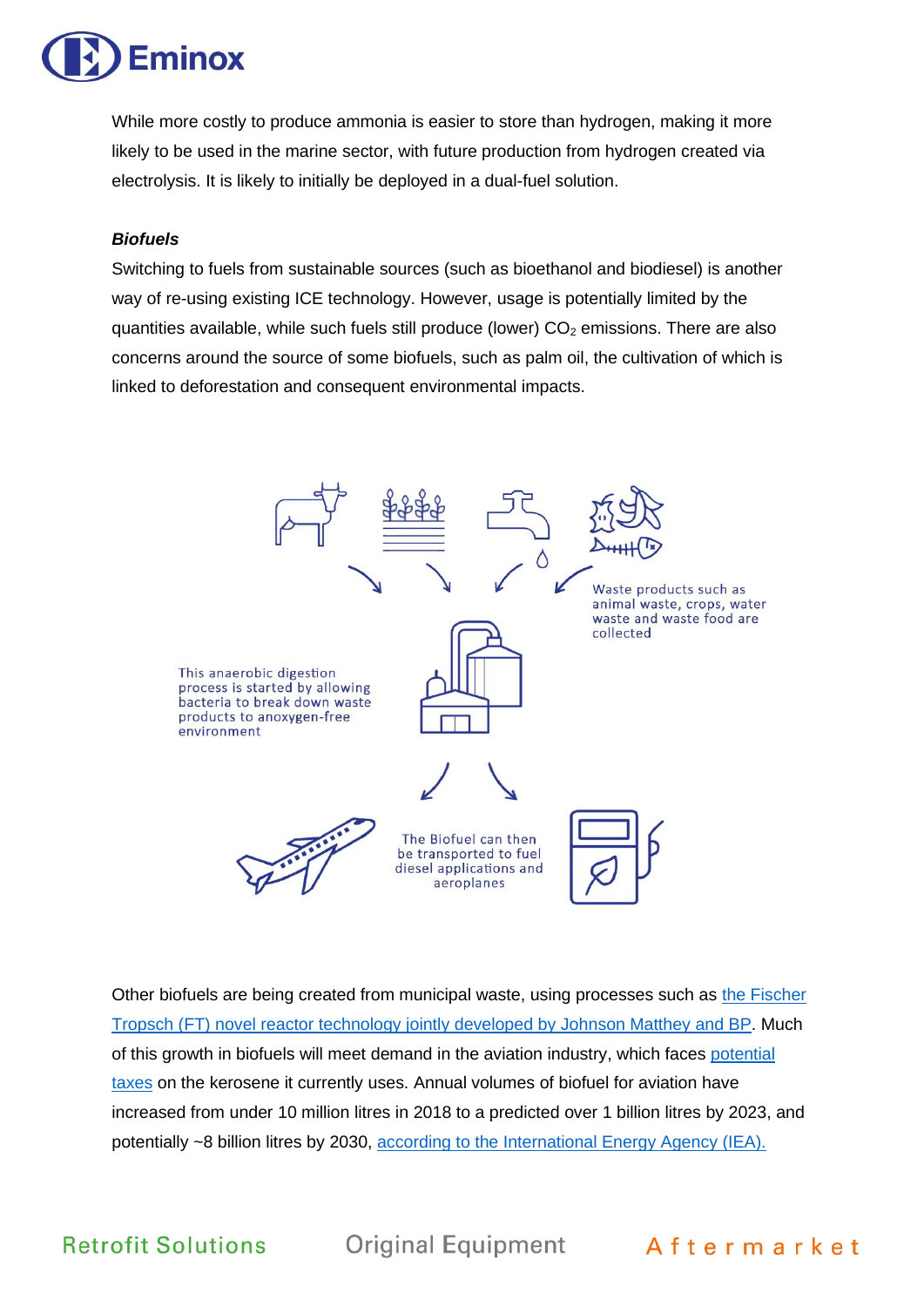While more costly to produce ammonia is easier to store than hydrogen, making it more likely to be used in the marine sector, with future production from hydrogen created via electrolysis. It is likely to initially be deployed in a dual-fuel solution.

***Biofuels***

Switching to fuels from sustainable sources (such as bioethanol and biodiesel) is another way of re-using existing ICE technology. However, usage is potentially limited by the quantities available, while such fuels still produce (lower) $CO_2$ emissions. There are also concerns around the source of some biofuels, such as palm oil, the cultivation of which is linked to deforestation and consequent environmental impacts.

Waste products such as animal waste, crops, water waste and waste food are collected

This anaerobic digestion process is started by allowing bacteria to break down waste products to anoxygen-free environment

The Biofuel can then be transported to fuel diesel applications and aeroplanes

Other biofuels are being created from municipal waste, using processes such as the Fischer Tropsch (FT) novel reactor technology jointly developed by Johnson Matthey and BP. Much of this growth in biofuels will meet demand in the aviation industry, which faces potential taxes on the kerosene it currently uses. Annual volumes of biofuel for aviation have increased from under 10 million litres in 2018 to a predicted over 1 billion litres by 2023, and potentially ~8 billion litres by 2030, according to the International Energy Agency (IEA).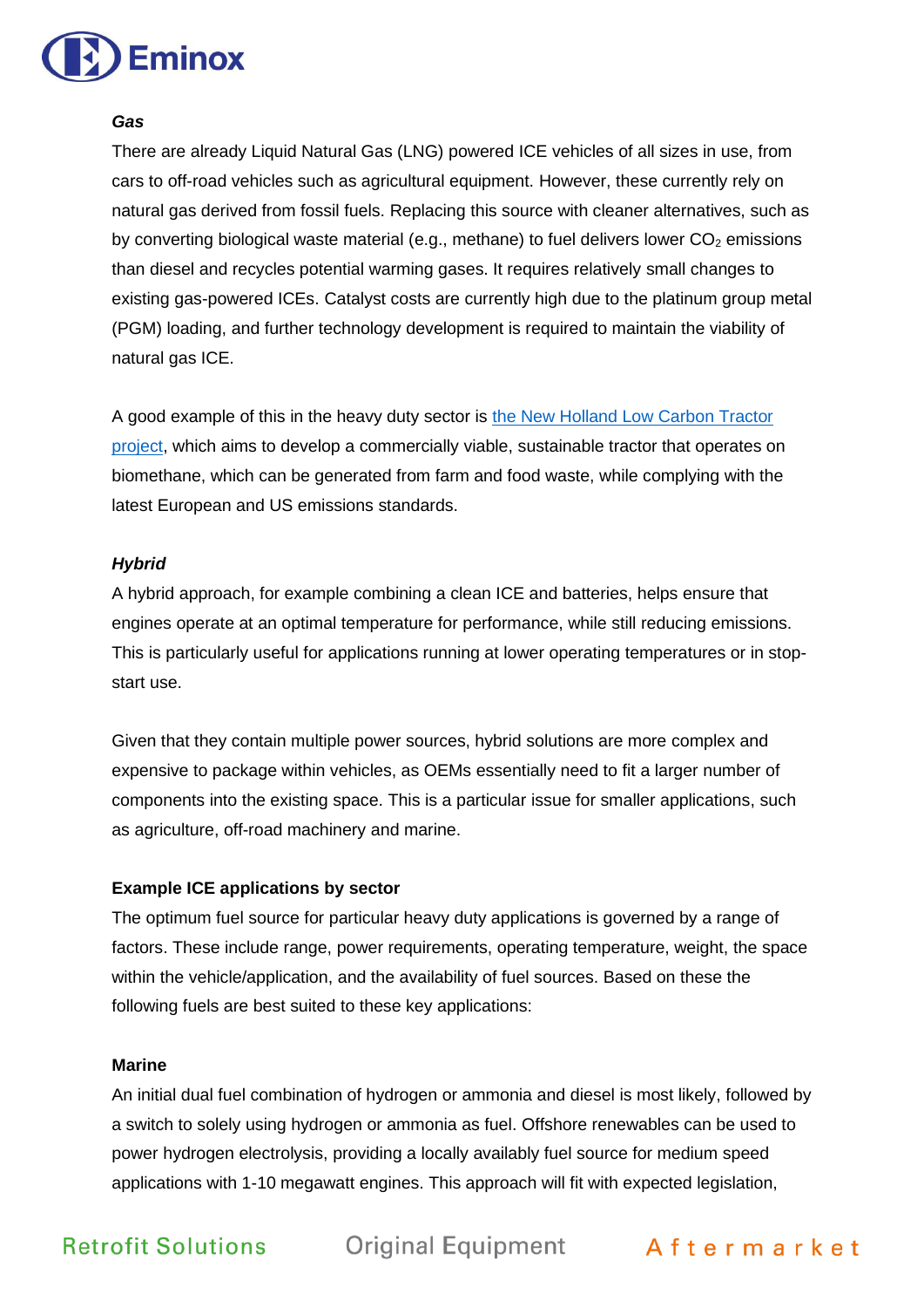***Gas***

There are already Liquid Natural Gas (LNG) powered ICE vehicles of all sizes in use, from cars to off-road vehicles such as agricultural equipment. However, these currently rely on natural gas derived from fossil fuels. Replacing this source with cleaner alternatives, such as by converting biological waste material (e.g., methane) to fuel delivers lower $CO_2$ emissions than diesel and recycles potential warming gases. It requires relatively small changes to existing gas-powered ICEs. Catalyst costs are currently high due to the platinum group metal (PGM) loading, and further technology development is required to maintain the viability of natural gas ICE.

A good example of this in the heavy duty sector is the New Holland Low Carbon Tractor project, which aims to develop a commercially viable, sustainable tractor that operates on biomethane, which can be generated from farm and food waste, while complying with the latest European and US emissions standards.

***Hybrid***

A hybrid approach, for example combining a clean ICE and batteries, helps ensure that engines operate at an optimal temperature for performance, while still reducing emissions. This is particularly useful for applications running at lower operating temperatures or in stop-start use.

Given that they contain multiple power sources, hybrid solutions are more complex and expensive to package within vehicles, as OEMs essentially need to fit a larger number of components into the existing space. This is a particular issue for smaller applications, such as agriculture, off-road machinery and marine.

**Example ICE applications by sector**

The optimum fuel source for particular heavy duty applications is governed by a range of factors. These include range, power requirements, operating temperature, weight, the space within the vehicle/application, and the availability of fuel sources. Based on these the following fuels are best suited to these key applications:

**Marine**

An initial dual fuel combination of hydrogen or ammonia and diesel is most likely, followed by a switch to solely using hydrogen or ammonia as fuel. Offshore renewables can be used to power hydrogen electrolysis, providing a locally availably fuel source for medium speed applications with 1-10 megawatt engines. This approach will fit with expected legislation,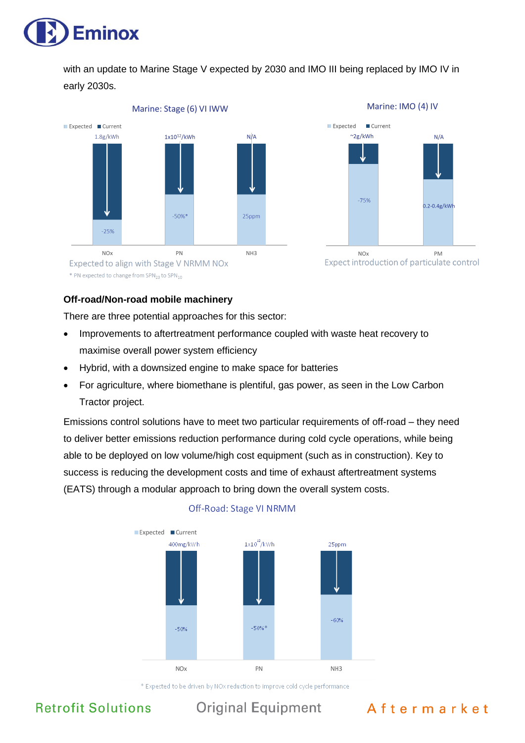with an update to Marine Stage V expected by 2030 and IMO III being replaced by IMO IV in early 2030s.

Marine: Stage (6) VI IWW

| | NOx | PN | NH3 |
|---|---|---|---|
| Current | 1.8g/kWh | $1x10^{12}$/kWh | N/A |
| Expected | -25% | -50%* | 25ppm |

Expected to align with Stage V NRMM NOx

* PN expected to change from $SPN_{23}$ to $SPN_{10}$

Marine: IMO (4) IV

| | NOx | PM |
|---|---|---|
| Current | ~2g/kWh | N/A |
| Expected | -75% | 0.2-0.4g/kWh |

Expect introduction of particulate control

**Off-road/Non-road mobile machinery**

There are three potential approaches for this sector:

- Improvements to aftertreatment performance coupled with waste heat recovery to maximise overall power system efficiency
- Hybrid, with a downsized engine to make space for batteries
- For agriculture, where biomethane is plentiful, gas power, as seen in the Low Carbon Tractor project.

Emissions control solutions have to meet two particular requirements of off-road – they need to deliver better emissions reduction performance during cold cycle operations, while being able to be deployed on low volume/high cost equipment (such as in construction). Key to success is reducing the development costs and time of exhaust aftertreatment systems (EATS) through a modular approach to bring down the overall system costs.

Off-Road: Stage VI NRMM

| | NOx | PN | NH3 |
|---|---|---|---|
| Current | 400mg/kWh | $1x10^{12}$/kWh | 25ppm |
| Expected | -50% | -50%* | -60% |

* Expected to be driven by NOx reduction to improve cold cycle performance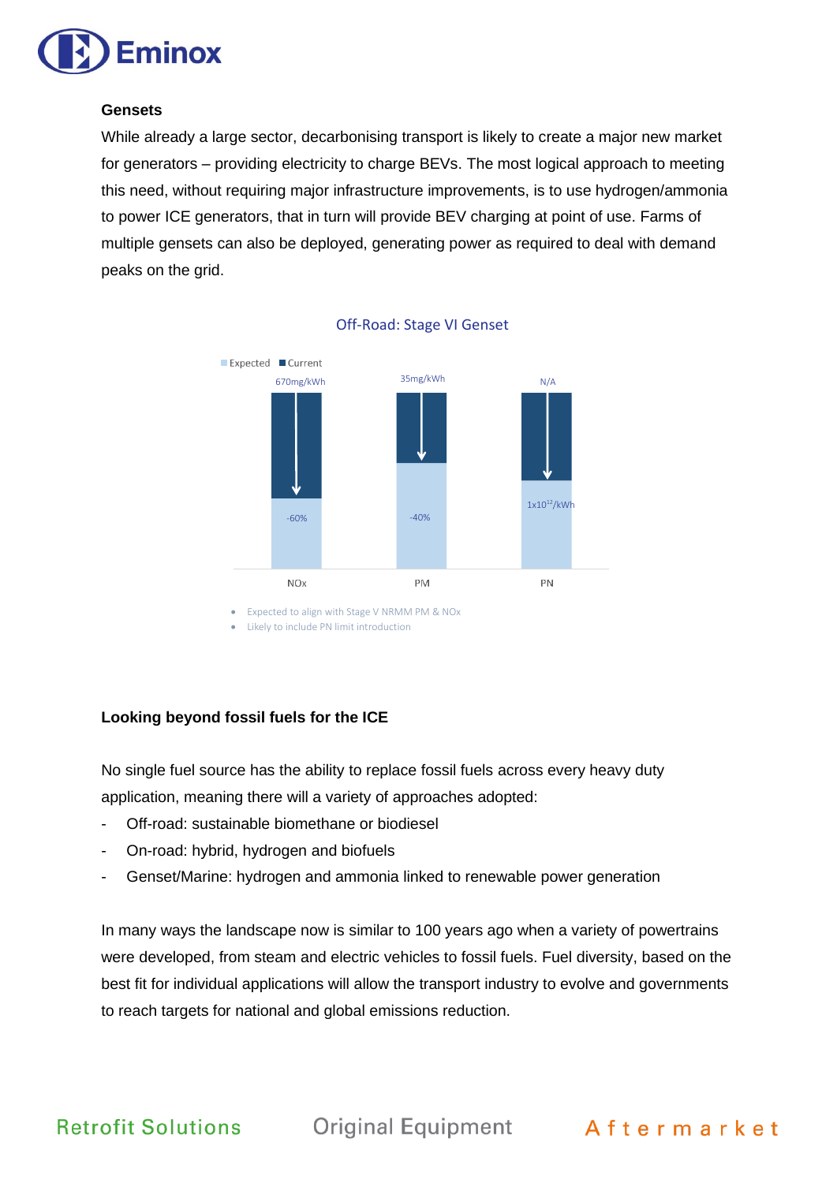**Gensets**

While already a large sector, decarbonising transport is likely to create a major new market for generators – providing electricity to charge BEVs. The most logical approach to meeting this need, without requiring major infrastructure improvements, is to use hydrogen/ammonia to power ICE generators, that in turn will provide BEV charging at point of use. Farms of multiple gensets can also be deployed, generating power as required to deal with demand peaks on the grid.

Off-Road: Stage VI Genset

Expected Current

| | NOx | PM | PN |
|---|---|---|---|
| Current | 670mg/kWh | 35mg/kWh | N/A |
| Expected | -60% | -40% | $1x10^{12}$/kWh |

- Expected to align with Stage V NRMM PM & NOx
- Likely to include PN limit introduction

**Looking beyond fossil fuels for the ICE**

No single fuel source has the ability to replace fossil fuels across every heavy duty application, meaning there will a variety of approaches adopted:

- Off-road: sustainable biomethane or biodiesel
- On-road: hybrid, hydrogen and biofuels
- Genset/Marine: hydrogen and ammonia linked to renewable power generation

In many ways the landscape now is similar to 100 years ago when a variety of powertrains were developed, from steam and electric vehicles to fossil fuels. Fuel diversity, based on the best fit for individual applications will allow the transport industry to evolve and governments to reach targets for national and global emissions reduction.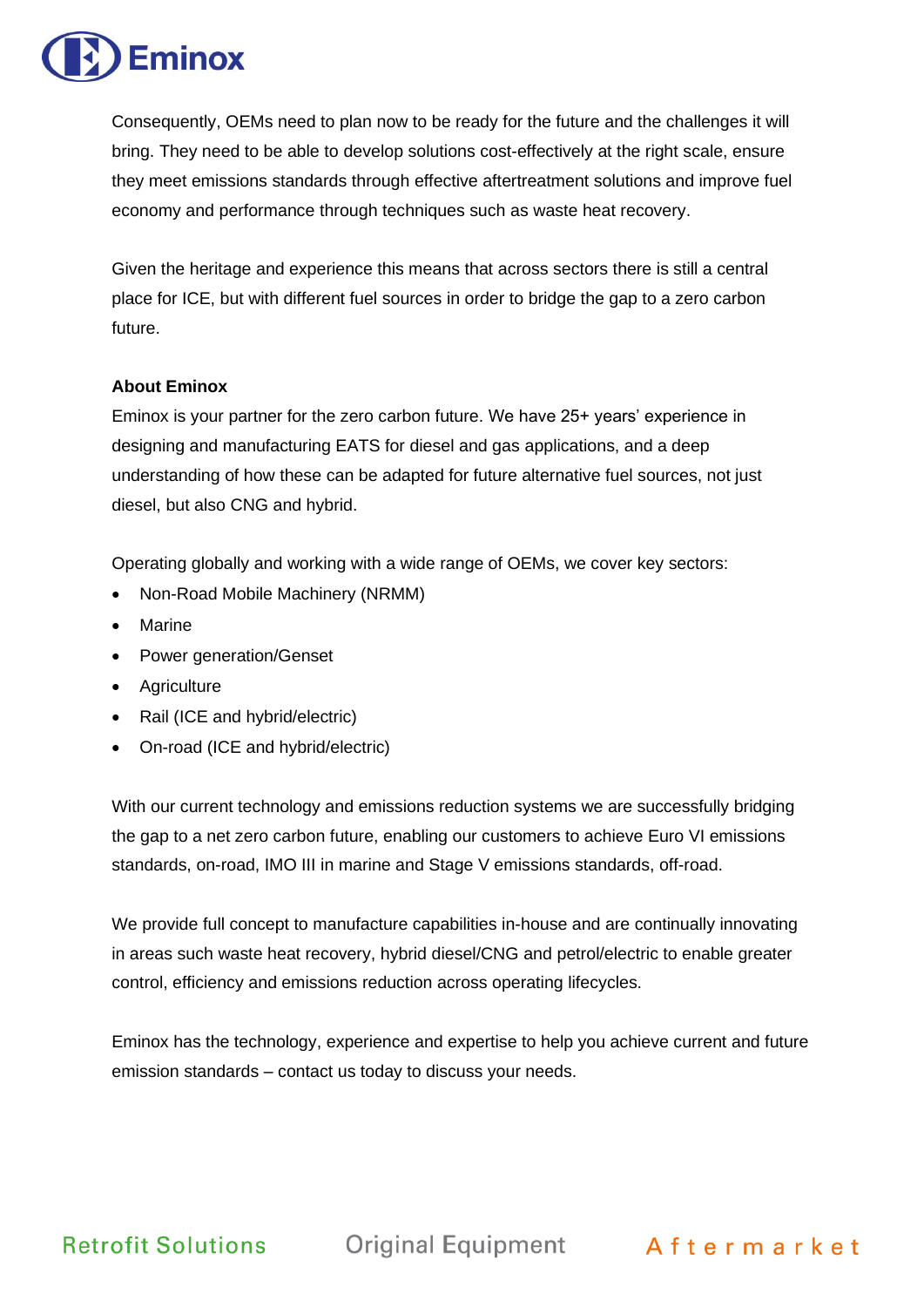Consequently, OEMs need to plan now to be ready for the future and the challenges it will bring. They need to be able to develop solutions cost-effectively at the right scale, ensure they meet emissions standards through effective aftertreatment solutions and improve fuel economy and performance through techniques such as waste heat recovery.

Given the heritage and experience this means that across sectors there is still a central place for ICE, but with different fuel sources in order to bridge the gap to a zero carbon future.

**About Eminox**

Eminox is your partner for the zero carbon future. We have 25+ years' experience in designing and manufacturing EATS for diesel and gas applications, and a deep understanding of how these can be adapted for future alternative fuel sources, not just diesel, but also CNG and hybrid.

Operating globally and working with a wide range of OEMs, we cover key sectors:

- Non-Road Mobile Machinery (NRMM)
- Marine
- Power generation/Genset
- Agriculture
- Rail (ICE and hybrid/electric)
- On-road (ICE and hybrid/electric)

With our current technology and emissions reduction systems we are successfully bridging the gap to a net zero carbon future, enabling our customers to achieve Euro VI emissions standards, on-road, IMO III in marine and Stage V emissions standards, off-road.

We provide full concept to manufacture capabilities in-house and are continually innovating in areas such waste heat recovery, hybrid diesel/CNG and petrol/electric to enable greater control, efficiency and emissions reduction across operating lifecycles.

Eminox has the technology, experience and expertise to help you achieve current and future emission standards – contact us today to discuss your needs.